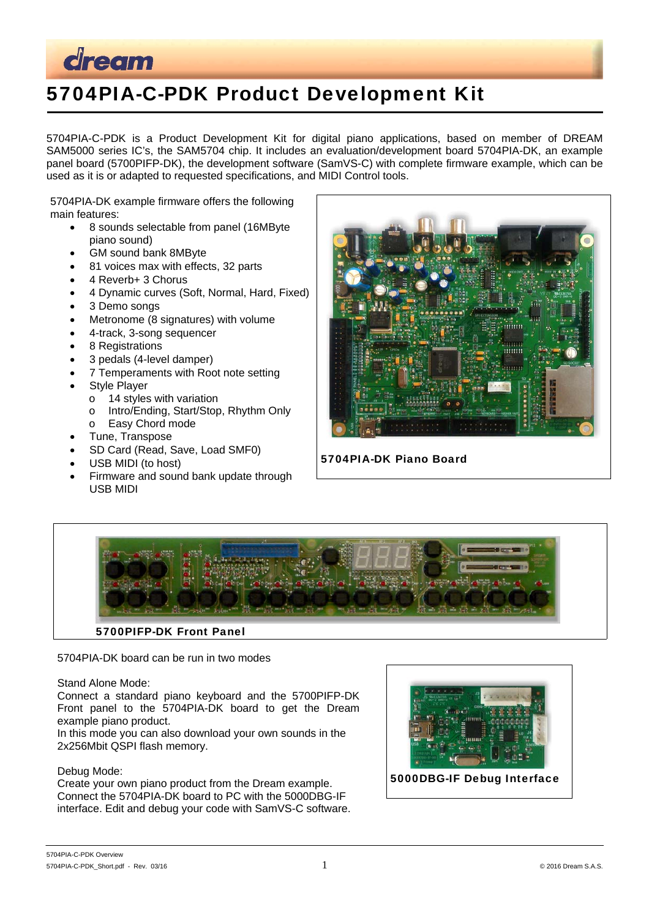# 5704PIA-C-PDK Product Development Kit

5704PIA-C-PDK is a Product Development Kit for digital piano applications, based on member of DREAM SAM5000 series IC's, the SAM5704 chip. It includes an evaluation/development board 5704PIA-DK, an example panel board (5700PIFP-DK), the development software (SamVS-C) with complete firmware example, which can be used as it is or adapted to requested specifications, and MIDI Control tools.

5704PIA-DK example firmware offers the following main features:

- 8 sounds selectable from panel (16MByte piano sound)
- GM sound bank 8MByte
- 81 voices max with effects, 32 parts
- 4 Reverb+ 3 Chorus
- 4 Dynamic curves (Soft, Normal, Hard, Fixed)
- 3 Demo songs
- Metronome (8 signatures) with volume
- 4-track, 3-song sequencer
- 8 Registrations
- 3 pedals (4-level damper)
- 7 Temperaments with Root note setting
- Style Player
  - 14 styles with variation
  - Intro/Ending, Start/Stop, Rhythm Only
  - Easy Chord mode
- Tune, Transpose
- SD Card (Read, Save, Load SMF0)
- USB MIDI (to host)
- Firmware and sound bank update through USB MIDI

**5704PIA-DK Piano Board**

**5700PIFP-DK Front Panel**

5704PIA-DK board can be run in two modes

Stand Alone Mode:
Connect a standard piano keyboard and the 5700PIFP-DK Front panel to the 5704PIA-DK board to get the Dream example piano product.
In this mode you can also download your own sounds in the 2x256Mbit QSPI flash memory.

Debug Mode:
Create your own piano product from the Dream example.
Connect the 5704PIA-DK board to PC with the 5000DBG-IF interface. Edit and debug your code with SamVS-C software.

**5000DBG-IF Debug Interface**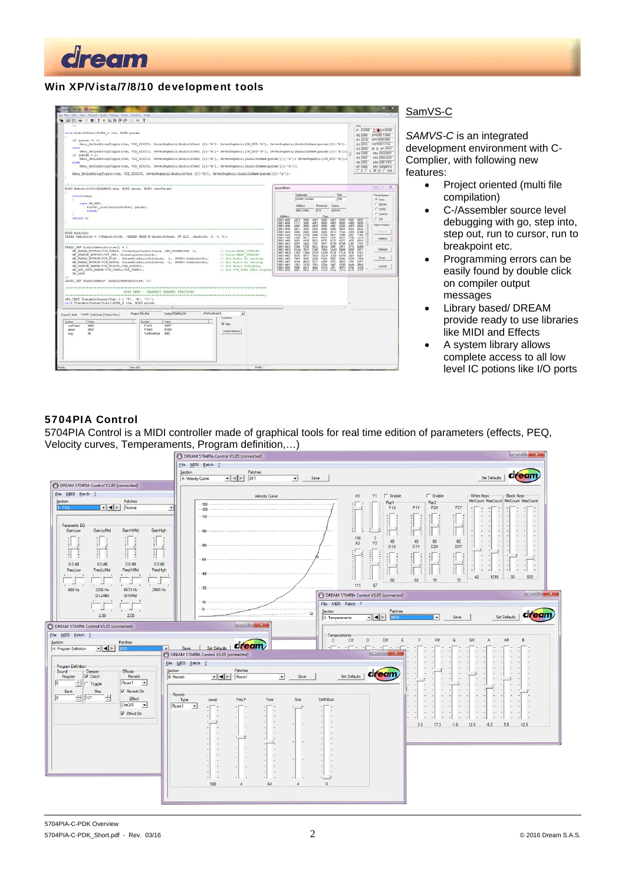## Win XP/Vista/7/8/10 development tools

### SamVS-C

*SAMVS-C* is an integrated development environment with C-Complier, with following new features:

- Project oriented (multi file compilation)
- C-/Assembler source level debugging with go, step into, step out, run to cursor, run to breakpoint etc.
- Programming errors can be easily found by double click on compiler output messages
- Library based/ DREAM provide ready to use libraries like MIDI and Effects
- A system library allows complete access to all low level IC potions like I/O ports

## 5704PIA Control

5704PIA Control is a MIDI controller made of graphical tools for real time edition of parameters (effects, PEQ, Velocity curves, Temperaments, Program definition,…)